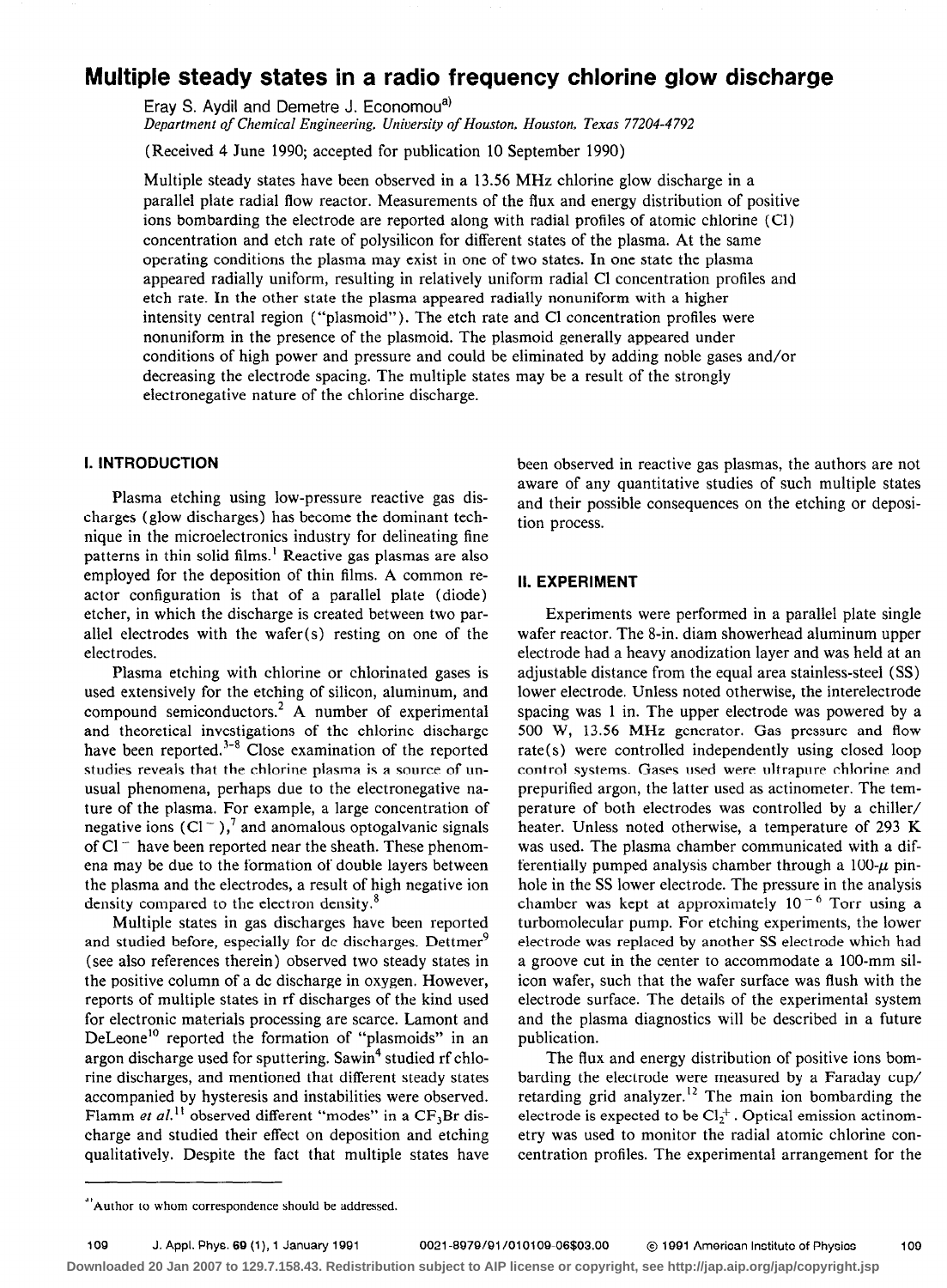# Multiple steady states in a radio frequency chlorine glow discharge

Eray S. Aydil and Demetre J. Economou[a]

*Department of Chemical Engineering, University of Houston, Houston, Texas 77204-4792*

(Received 4 June 1990; accepted for publication 10 September 1990)

Multiple steady states have been observed in a 13.56 MHz chlorine glow discharge in a parallel plate radial flow reactor. Measurements of the flux and energy distribution of positive ions bombarding the electrode are reported along with radial profiles of atomic chlorine (Cl) concentration and etch rate of polysilicon for different states of the plasma. At the same operating conditions the plasma may exist in one of two states. In one state the plasma appeared radially uniform, resulting in relatively uniform radial Cl concentration profiles and etch rate. In the other state the plasma appeared radially nonuniform with a higher intensity central region ("plasmoid"). The etch rate and Cl concentration profiles were nonuniform in the presence of the plasmoid. The plasmoid generally appeared under conditions of high power and pressure and could be eliminated by adding noble gases and/or decreasing the electrode spacing. The multiple states may be a result of the strongly electronegative nature of the chlorine discharge.

## I. INTRODUCTION

Plasma etching using low-pressure reactive gas discharges (glow discharges) has become the dominant technique in the microelectronics industry for delineating fine patterns in thin solid films.[1] Reactive gas plasmas are also employed for the deposition of thin films. A common reactor configuration is that of a parallel plate (diode) etcher, in which the discharge is created between two parallel electrodes with the wafer(s) resting on one of the electrodes.

Plasma etching with chlorine or chlorinated gases is used extensively for the etching of silicon, aluminum, and compound semiconductors.[2] A number of experimental and theoretical investigations of the chlorine discharge have been reported.[3-8] Close examination of the reported studies reveals that the chlorine plasma is a source of unusual phenomena, perhaps due to the electronegative nature of the plasma. For example, a large concentration of negative ions ($Cl^-$),[7] and anomalous optogalvanic signals of $Cl^-$ have been reported near the sheath. These phenomena may be due to the formation of double layers between the plasma and the electrodes, a result of high negative ion density compared to the electron density.[8]

Multiple states in gas discharges have been reported and studied before, especially for dc discharges. Dettmer[9] (see also references therein) observed two steady states in the positive column of a dc discharge in oxygen. However, reports of multiple states in rf discharges of the kind used for electronic materials processing are scarce. Lamont and DeLeone[10] reported the formation of "plasmoids" in an argon discharge used for sputtering. Sawin[4] studied rf chlorine discharges, and mentioned that different steady states accompanied by hysteresis and instabilities were observed. Flamm *et al.*[11] observed different "modes" in a $CF_3Br$ discharge and studied their effect on deposition and etching qualitatively. Despite the fact that multiple states have been observed in reactive gas plasmas, the authors are not aware of any quantitative studies of such multiple states and their possible consequences on the etching or deposition process.

## II. EXPERIMENT

Experiments were performed in a parallel plate single wafer reactor. The 8-in. diam showerhead aluminum upper electrode had a heavy anodization layer and was held at an adjustable distance from the equal area stainless-steel (SS) lower electrode. Unless noted otherwise, the interelectrode spacing was 1 in. The upper electrode was powered by a 500 W, 13.56 MHz generator. Gas pressure and flow rate(s) were controlled independently using closed loop control systems. Gases used were ultrapure chlorine and prepurified argon, the latter used as actinometer. The temperature of both electrodes was controlled by a chiller/heater. Unless noted otherwise, a temperature of 293 K was used. The plasma chamber communicated with a differentially pumped analysis chamber through a 100-$\mu$ pinhole in the SS lower electrode. The pressure in the analysis chamber was kept at approximately $10^{-6}$ Torr using a turbomolecular pump. For etching experiments, the lower electrode was replaced by another SS electrode which had a groove cut in the center to accommodate a 100-mm silicon wafer, such that the wafer surface was flush with the electrode surface. The details of the experimental system and the plasma diagnostics will be described in a future publication.

The flux and energy distribution of positive ions bombarding the electrode were measured by a Faraday cup/retarding grid analyzer.[12] The main ion bombarding the electrode is expected to be $Cl_2^+$. Optical emission actinometry was used to monitor the radial atomic chlorine concentration profiles. The experimental arrangement for the

---

[a]Author to whom correspondence should be addressed.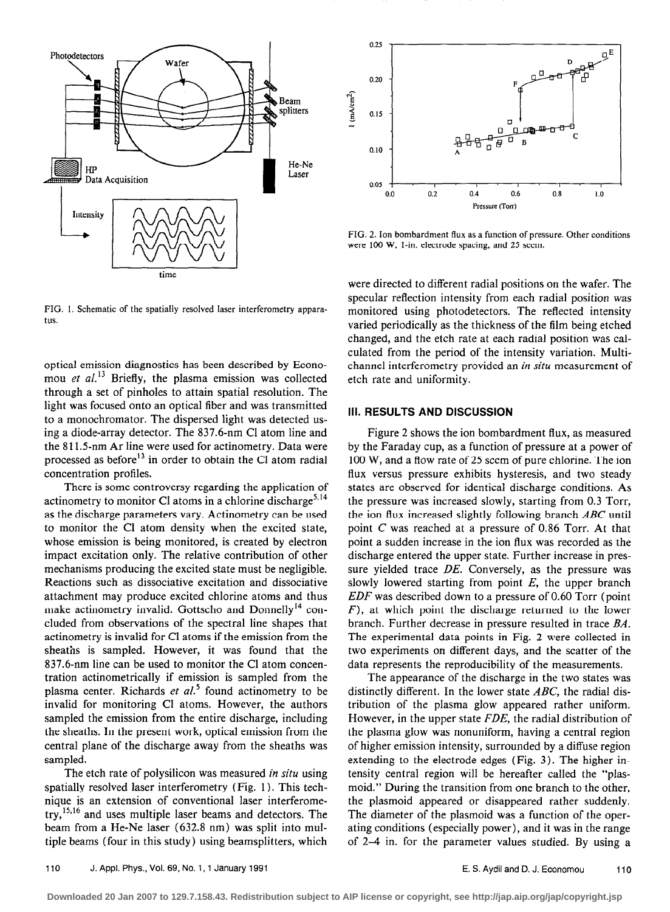FIG. 1. Schematic of the spatially resolved laser interferometry apparatus.

FIG. 2. Ion bombardment flux as a function of pressure. Other conditions were 100 W, 1-in. electrode spacing, and 25 sccm.

optical emission diagnostics has been described by Economou *et al.*[13] Briefly, the plasma emission was collected through a set of pinholes to attain spatial resolution. The light was focused onto an optical fiber and was transmitted to a monochromator. The dispersed light was detected using a diode-array detector. The 837.6-nm Cl atom line and the 811.5-nm Ar line were used for actinometry. Data were processed as before[13] in order to obtain the Cl atom radial concentration profiles.

There is some controversy regarding the application of actinometry to monitor Cl atoms in a chlorine discharge[5,14] as the discharge parameters vary. Actinometry can be used to monitor the Cl atom density when the excited state, whose emission is being monitored, is created by electron impact excitation only. The relative contribution of other mechanisms producing the excited state must be negligible. Reactions such as dissociative excitation and dissociative attachment may produce excited chlorine atoms and thus make actinometry invalid. Gottscho and Donnelly[14] concluded from observations of the spectral line shapes that actinometry is invalid for Cl atoms if the emission from the sheaths is sampled. However, it was found that the 837.6-nm line can be used to monitor the Cl atom concentration actinometrically if emission is sampled from the plasma center. Richards *et al.*[5] found actinometry to be invalid for monitoring Cl atoms. However, the authors sampled the emission from the entire discharge, including the sheaths. In the present work, optical emission from the central plane of the discharge away from the sheaths was sampled.

The etch rate of polysilicon was measured *in situ* using spatially resolved laser interferometry (Fig. 1). This technique is an extension of conventional laser interferometry,[15,16] and uses multiple laser beams and detectors. The beam from a He-Ne laser (632.8 nm) was split into multiple beams (four in this study) using beamsplitters, which were directed to different radial positions on the wafer. The specular reflection intensity from each radial position was monitored using photodetectors. The reflected intensity varied periodically as the thickness of the film being etched changed, and the etch rate at each radial position was calculated from the period of the intensity variation. Multichannel interferometry provided an *in situ* measurement of etch rate and uniformity.

## III. RESULTS AND DISCUSSION

Figure 2 shows the ion bombardment flux, as measured by the Faraday cup, as a function of pressure at a power of 100 W, and a flow rate of 25 sccm of pure chlorine. The ion flux versus pressure exhibits hysteresis, and two steady states are observed for identical discharge conditions. As the pressure was increased slowly, starting from 0.3 Torr, the ion flux increased slightly following branch *ABC* until point *C* was reached at a pressure of 0.86 Torr. At that point a sudden increase in the ion flux was recorded as the discharge entered the upper state. Further increase in pressure yielded trace *DE*. Conversely, as the pressure was slowly lowered starting from point *E*, the upper branch *EDF* was described down to a pressure of 0.60 Torr (point *F*), at which point the discharge returned to the lower branch. Further decrease in pressure resulted in trace *BA*. The experimental data points in Fig. 2 were collected in two experiments on different days, and the scatter of the data represents the reproducibility of the measurements.

The appearance of the discharge in the two states was distinctly different. In the lower state *ABC*, the radial distribution of the plasma glow appeared rather uniform. However, in the upper state *FDE*, the radial distribution of the plasma glow was nonuniform, having a central region of higher emission intensity, surrounded by a diffuse region extending to the electrode edges (Fig. 3). The higher intensity central region will be hereafter called the "plasmoid." During the transition from one branch to the other, the plasmoid appeared or disappeared rather suddenly. The diameter of the plasmoid was a function of the operating conditions (especially power), and it was in the range of 2–4 in. for the parameter values studied. By using a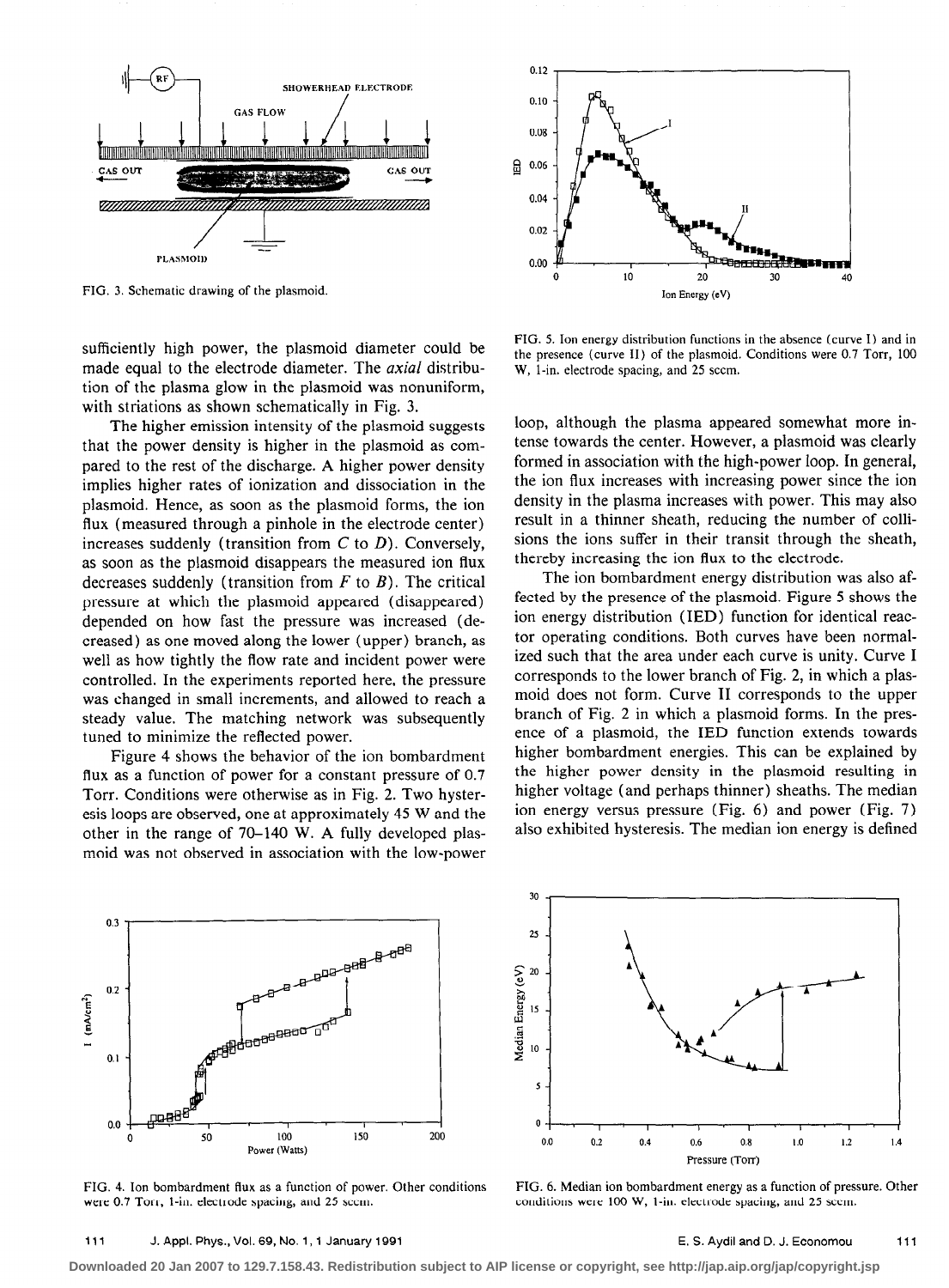FIG. 3. Schematic drawing of the plasmoid.

sufficiently high power, the plasmoid diameter could be made equal to the electrode diameter. The *axial* distribution of the plasma glow in the plasmoid was nonuniform, with striations as shown schematically in Fig. 3.

The higher emission intensity of the plasmoid suggests that the power density is higher in the plasmoid as compared to the rest of the discharge. A higher power density implies higher rates of ionization and dissociation in the plasmoid. Hence, as soon as the plasmoid forms, the ion flux (measured through a pinhole in the electrode center) increases suddenly (transition from $C$ to $D$). Conversely, as soon as the plasmoid disappears the measured ion flux decreases suddenly (transition from $F$ to $B$). The critical pressure at which the plasmoid appeared (disappeared) depended on how fast the pressure was increased (decreased) as one moved along the lower (upper) branch, as well as how tightly the flow rate and incident power were controlled. In the experiments reported here, the pressure was changed in small increments, and allowed to reach a steady value. The matching network was subsequently tuned to minimize the reflected power.

Figure 4 shows the behavior of the ion bombardment flux as a function of power for a constant pressure of 0.7 Torr. Conditions were otherwise as in Fig. 2. Two hysteresis loops are observed, one at approximately 45 W and the other in the range of 70–140 W. A fully developed plasmoid was not observed in association with the low-power loop, although the plasma appeared somewhat more intense towards the center. However, a plasmoid was clearly formed in association with the high-power loop. In general, the ion flux increases with increasing power since the ion density in the plasma increases with power. This may also result in a thinner sheath, reducing the number of collisions the ions suffer in their transit through the sheath, thereby increasing the ion flux to the electrode.

The ion bombardment energy distribution was also affected by the presence of the plasmoid. Figure 5 shows the ion energy distribution (IED) function for identical reactor operating conditions. Both curves have been normalized such that the area under each curve is unity. Curve I corresponds to the lower branch of Fig. 2, in which a plasmoid does not form. Curve II corresponds to the upper branch of Fig. 2 in which a plasmoid forms. In the presence of a plasmoid, the IED function extends towards higher bombardment energies. This can be explained by the higher power density in the plasmoid resulting in higher voltage (and perhaps thinner) sheaths. The median ion energy versus pressure (Fig. 6) and power (Fig. 7) also exhibited hysteresis. The median ion energy is defined

FIG. 5. Ion energy distribution functions in the absence (curve I) and in the presence (curve II) of the plasmoid. Conditions were 0.7 Torr, 100 W, 1-in. electrode spacing, and 25 sccm.

FIG. 4. Ion bombardment flux as a function of power. Other conditions were 0.7 Torr, 1-in. electrode spacing, and 25 sccm.

FIG. 6. Median ion bombardment energy as a function of pressure. Other conditions were 100 W, 1-in. electrode spacing, and 25 sccm.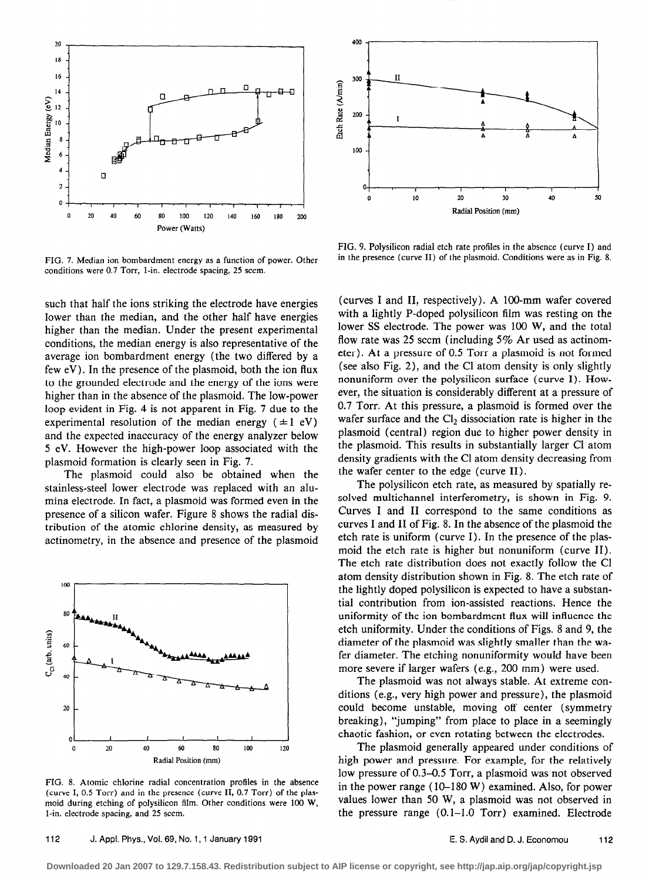FIG. 7. Median ion bombardment energy as a function of power. Other conditions were 0.7 Torr, 1-in. electrode spacing, 25 sccm.

FIG. 9. Polysilicon radial etch rate profiles in the absence (curve I) and in the presence (curve II) of the plasmoid. Conditions were as in Fig. 8.

such that half the ions striking the electrode have energies lower than the median, and the other half have energies higher than the median. Under the present experimental conditions, the median energy is also representative of the average ion bombardment energy (the two differed by a few eV). In the presence of the plasmoid, both the ion flux to the grounded electrode and the energy of the ions were higher than in the absence of the plasmoid. The low-power loop evident in Fig. 4 is not apparent in Fig. 7 due to the experimental resolution of the median energy ($\pm 1$ eV) and the expected inaccuracy of the energy analyzer below 5 eV. However the high-power loop associated with the plasmoid formation is clearly seen in Fig. 7.

The plasmoid could also be obtained when the stainless-steel lower electrode was replaced with an alumina electrode. In fact, a plasmoid was formed even in the presence of a silicon wafer. Figure 8 shows the radial distribution of the atomic chlorine density, as measured by actinometry, in the absence and presence of the plasmoid (curves I and II, respectively). A 100-mm wafer covered with a lightly P-doped polysilicon film was resting on the lower SS electrode. The power was 100 W, and the total flow rate was 25 sccm (including 5% Ar used as actinometer). At a pressure of 0.5 Torr a plasmoid is not formed (see also Fig. 2), and the Cl atom density is only slightly nonuniform over the polysilicon surface (curve I). However, the situation is considerably different at a pressure of 0.7 Torr. At this pressure, a plasmoid is formed over the wafer surface and the $Cl_2$ dissociation rate is higher in the plasmoid (central) region due to higher power density in the plasmoid. This results in substantially larger Cl atom density gradients with the Cl atom density decreasing from the wafer center to the edge (curve II).

FIG. 8. Atomic chlorine radial concentration profiles in the absence (curve I, 0.5 Torr) and in the presence (curve II, 0.7 Torr) of the plasmoid during etching of polysilicon film. Other conditions were 100 W, 1-in. electrode spacing, and 25 sccm.

The polysilicon etch rate, as measured by spatially resolved multichannel interferometry, is shown in Fig. 9. Curves I and II correspond to the same conditions as curves I and II of Fig. 8. In the absence of the plasmoid the etch rate is uniform (curve I). In the presence of the plasmoid the etch rate is higher but nonuniform (curve II). The etch rate distribution does not exactly follow the Cl atom density distribution shown in Fig. 8. The etch rate of the lightly doped polysilicon is expected to have a substantial contribution from ion-assisted reactions. Hence the uniformity of the ion bombardment flux will influence the etch uniformity. Under the conditions of Figs. 8 and 9, the diameter of the plasmoid was slightly smaller than the wafer diameter. The etching nonuniformity would have been more severe if larger wafers (e.g., 200 mm) were used.

The plasmoid was not always stable. At extreme conditions (e.g., very high power and pressure), the plasmoid could become unstable, moving off center (symmetry breaking), "jumping" from place to place in a seemingly chaotic fashion, or even rotating between the electrodes.

The plasmoid generally appeared under conditions of high power and pressure. For example, for the relatively low pressure of 0.3–0.5 Torr, a plasmoid was not observed in the power range (10–180 W) examined. Also, for power values lower than 50 W, a plasmoid was not observed in the pressure range (0.1–1.0 Torr) examined. Electrode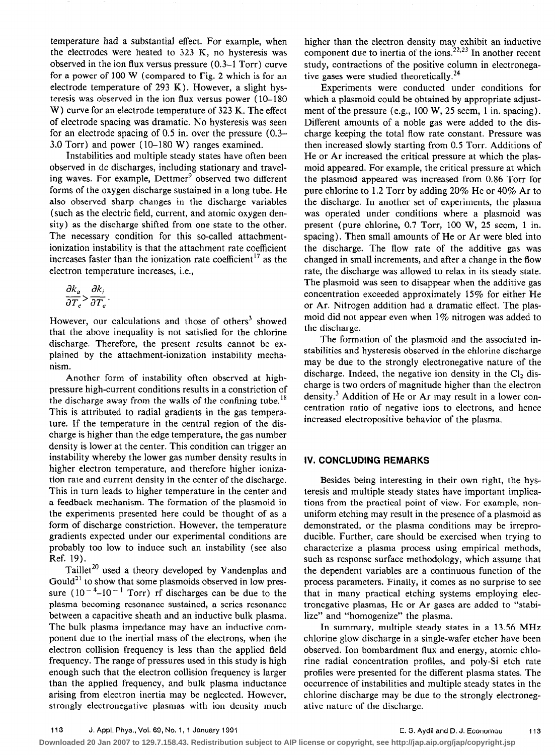temperature had a substantial effect. For example, when the electrodes were heated to 323 K, no hysteresis was observed in the ion flux versus pressure (0.3–1 Torr) curve for a power of 100 W (compared to Fig. 2 which is for an electrode temperature of 293 K). However, a slight hysteresis was observed in the ion flux versus power (10–180 W) curve for an electrode temperature of 323 K. The effect of electrode spacing was dramatic. No hysteresis was seen for an electrode spacing of 0.5 in. over the pressure (0.3–3.0 Torr) and power (10–180 W) ranges examined.

Instabilities and multiple steady states have often been observed in dc discharges, including stationary and traveling waves. For example, Dettmer[9] observed two different forms of the oxygen discharge sustained in a long tube. He also observed sharp changes in the discharge variables (such as the electric field, current, and atomic oxygen density) as the discharge shifted from one state to the other. The necessary condition for this so-called attachment-ionization instability is that the attachment rate coefficient increases faster than the ionization rate coefficient[17] as the electron temperature increases, i.e.,

$$\frac{\partial k_a}{\partial T_e} > \frac{\partial k_i}{\partial T_e}.$$

However, our calculations and those of others[3] showed that the above inequality is not satisfied for the chlorine discharge. Therefore, the present results cannot be explained by the attachment-ionization instability mechanism.

Another form of instability often observed at high-pressure high-current conditions results in a constriction of the discharge away from the walls of the confining tube.[18] This is attributed to radial gradients in the gas temperature. If the temperature in the central region of the discharge is higher than the edge temperature, the gas number density is lower at the center. This condition can trigger an instability whereby the lower gas number density results in higher electron temperature, and therefore higher ionization rate and current density in the center of the discharge. This in turn leads to higher temperature in the center and a feedback mechanism. The formation of the plasmoid in the experiments presented here could be thought of as a form of discharge constriction. However, the temperature gradients expected under our experimental conditions are probably too low to induce such an instability (see also Ref. 19).

Taillet[20] used a theory developed by Vandenplas and Gould[21] to show that some plasmoids observed in low pressure ($10^{-4}$–$10^{-1}$ Torr) rf discharges can be due to the plasma becoming resonance sustained, a series resonance between a capacitive sheath and an inductive bulk plasma. The bulk plasma impedance may have an inductive component due to the inertial mass of the electrons, when the electron collision frequency is less than the applied field frequency. The range of pressures used in this study is high enough such that the electron collision frequency is larger than the applied frequency, and bulk plasma inductance arising from electron inertia may be neglected. However, strongly electronegative plasmas with ion density much higher than the electron density may exhibit an inductive component due to inertia of the ions.[22,23] In another recent study, contractions of the positive column in electronegative gases were studied theoretically.[24]

Experiments were conducted under conditions for which a plasmoid could be obtained by appropriate adjustment of the pressure (e.g., 100 W, 25 sccm, 1 in. spacing). Different amounts of a noble gas were added to the discharge keeping the total flow rate constant. Pressure was then increased slowly starting from 0.5 Torr. Additions of He or Ar increased the critical pressure at which the plasmoid appeared. For example, the critical pressure at which the plasmoid appeared was increased from 0.86 Torr for pure chlorine to 1.2 Torr by adding 20% He or 40% Ar to the discharge. In another set of experiments, the plasma was operated under conditions where a plasmoid was present (pure chlorine, 0.7 Torr, 100 W, 25 sccm, 1 in. spacing). Then small amounts of He or Ar were bled into the discharge. The flow rate of the additive gas was changed in small increments, and after a change in the flow rate, the discharge was allowed to relax in its steady state. The plasmoid was seen to disappear when the additive gas concentration exceeded approximately 15% for either He or Ar. Nitrogen addition had a dramatic effect. The plasmoid did not appear even when 1% nitrogen was added to the discharge.

The formation of the plasmoid and the associated instabilities and hysteresis observed in the chlorine discharge may be due to the strongly electronegative nature of the discharge. Indeed, the negative ion density in the $Cl_2$ discharge is two orders of magnitude higher than the electron density.[3] Addition of He or Ar may result in a lower concentration ratio of negative ions to electrons, and hence increased electropositive behavior of the plasma.

## IV. CONCLUDING REMARKS

Besides being interesting in their own right, the hysteresis and multiple steady states have important implications from the practical point of view. For example, nonuniform etching may result in the presence of a plasmoid as demonstrated, or the plasma conditions may be irreproducible. Further, care should be exercised when trying to characterize a plasma process using empirical methods, such as response surface methodology, which assume that the dependent variables are a continuous function of the process parameters. Finally, it comes as no surprise to see that in many practical etching systems employing electronegative plasmas, He or Ar gases are added to "stabilize" and "homogenize" the plasma.

In summary, multiple steady states in a 13.56 MHz chlorine glow discharge in a single-wafer etcher have been observed. Ion bombardment flux and energy, atomic chlorine radial concentration profiles, and poly-Si etch rate profiles were presented for the different plasma states. The occurrence of instabilities and multiple steady states in the chlorine discharge may be due to the strongly electronegative nature of the discharge.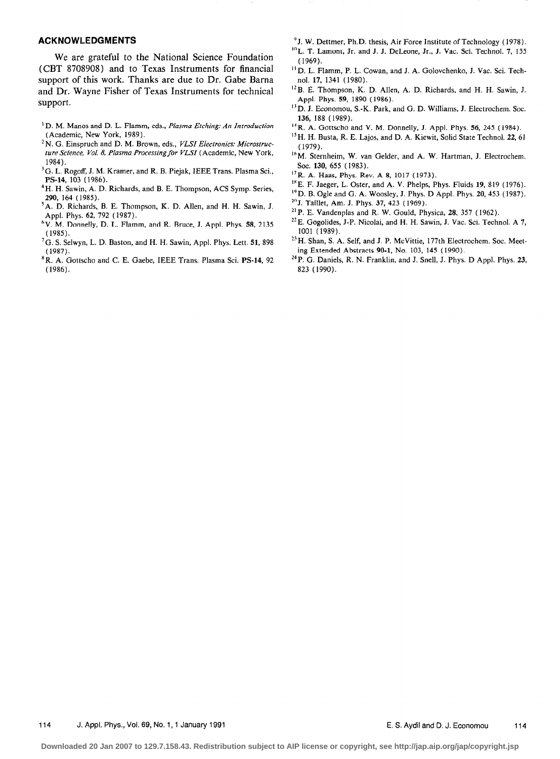## ACKNOWLEDGMENTS

We are grateful to the National Science Foundation (CBT 8708908) and to Texas Instruments for financial support of this work. Thanks are due to Dr. Gabe Barna and Dr. Wayne Fisher of Texas Instruments for technical support.

[1] D. M. Manos and D. L. Flamm, eds., *Plasma Etching: An Introduction* (Academic, New York, 1989).

[2] N. G. Einspruch and D. M. Brown, eds., *VLSI Electronics: Microstructure Science, Vol. 8, Plasma Processing for VLSI* (Academic, New York, 1984).

[3] G. L. Rogoff, J. M. Kramer, and R. B. Piejak, IEEE Trans. Plasma Sci., **PS-14**, 103 (1986).

[4] H. H. Sawin, A. D. Richards, and B. E. Thompson, ACS Symp. Series, **290**, 164 (1985).

[5] A. D. Richards, B. E. Thompson, K. D. Allen, and H. H. Sawin, J. Appl. Phys. **62**, 792 (1987).

[6] V. M. Donnelly, D. L. Flamm, and R. Bruce, J. Appl. Phys. **58**, 2135 (1985).

[7] G. S. Selwyn, L. D. Baston, and H. H. Sawin, Appl. Phys. Lett. **51**, 898 (1987).

[8] R. A. Gottscho and C. E. Gaebe, IEEE Trans. Plasma Sci. **PS-14**, 92 (1986).

[9] J. W. Dettmer, Ph.D. thesis, Air Force Institute of Technology (1978).

[10] L. T. Lamont, Jr. and J. J. DeLeone, Jr., J. Vac. Sci. Technol. **7**, 155 (1969).

[11] D. L. Flamm, P. L. Cowan, and J. A. Golovchenko, J. Vac. Sci. Technol. **17**, 1341 (1980).

[12] B. E. Thompson, K. D. Allen, A. D. Richards, and H. H. Sawin, J. Appl. Phys. **59**, 1890 (1986).

[13] D. J. Economou, S.-K. Park, and G. D. Williams, J. Electrochem. Soc. **136**, 188 (1989).

[14] R. A. Gottscho and V. M. Donnelly, J. Appl. Phys. **56**, 245 (1984).

[15] H. H. Busta, R. E. Lajos, and D. A. Kiewit, Solid State Technol. **22**, 61 (1979).

[16] M. Sternheim, W. van Gelder, and A. W. Hartman, J. Electrochem. Soc. **130**, 655 (1983).

[17] R. A. Haas, Phys. Rev. A **8**, 1017 (1973).

[18] E. F. Jaeger, L. Oster, and A. V. Phelps, Phys. Fluids **19**, 819 (1976).

[19] D. B. Ogle and G. A. Woosley, J. Phys. D Appl. Phys. **20**, 453 (1987).

[20] J. Taillet, Am. J. Phys. **37**, 423 (1969).

[21] P. E. Vandenplas and R. W. Gould, Physica, **28**, 357 (1962).

[22] E. Gogolides, J-P. Nicolai, and H. H. Sawin, J. Vac. Sci. Technol. A **7**, 1001 (1989).

[23] H. Shan, S. A. Self, and J. P. McVittie, 177th Electrochem. Soc. Meeting Extended Abstracts **90-1**, No. 103, 145 (1990).

[24] P. G. Daniels, R. N. Franklin, and J. Snell, J. Phys. D Appl. Phys. **23**, 823 (1990).